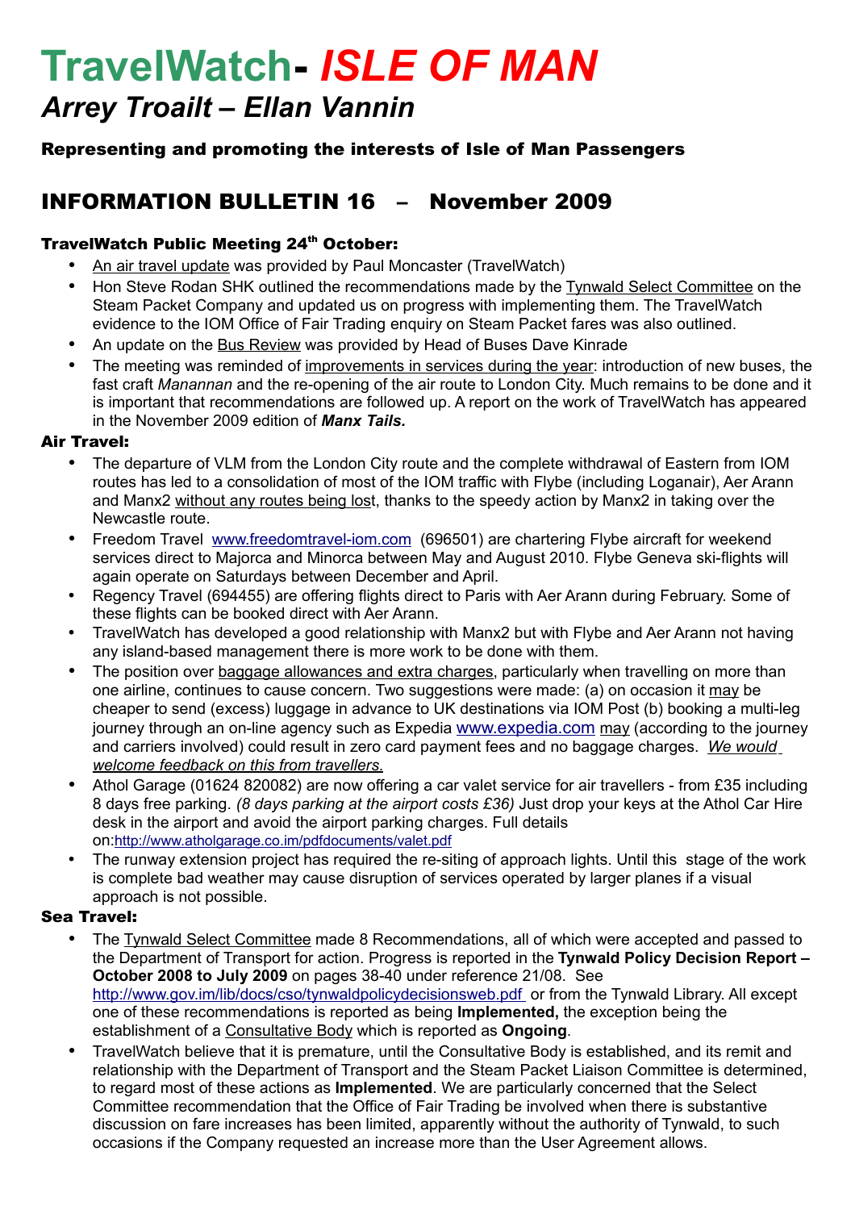# TravelWatch- *ISLE OF MAN*

## *Arrey Troailt – Ellan Vannin*

**Representing and promoting the interests of Isle of Man Passengers**

## INFORMATION BULLETIN 16 – November 2009

### TravelWatch Public Meeting 24th October:

- An air travel update was provided by Paul Moncaster (TravelWatch)
- Hon Steve Rodan SHK outlined the recommendations made by the Tynwald Select Committee on the Steam Packet Company and updated us on progress with implementing them. The TravelWatch evidence to the IOM Office of Fair Trading enquiry on Steam Packet fares was also outlined.
- An update on the Bus Review was provided by Head of Buses Dave Kinrade
- The meeting was reminded of improvements in services during the year: introduction of new buses, the fast craft *Manannan* and the re-opening of the air route to London City. Much remains to be done and it is important that recommendations are followed up. A report on the work of TravelWatch has appeared in the November 2009 edition of ***Manx Tails.***

### Air Travel:

- The departure of VLM from the London City route and the complete withdrawal of Eastern from IOM routes has led to a consolidation of most of the IOM traffic with Flybe (including Loganair), Aer Arann and Manx2 without any routes being lost, thanks to the speedy action by Manx2 in taking over the Newcastle route.
- Freedom Travel www.freedomtravel-iom.com (696501) are chartering Flybe aircraft for weekend services direct to Majorca and Minorca between May and August 2010. Flybe Geneva ski-flights will again operate on Saturdays between December and April.
- Regency Travel (694455) are offering flights direct to Paris with Aer Arann during February. Some of these flights can be booked direct with Aer Arann.
- TravelWatch has developed a good relationship with Manx2 but with Flybe and Aer Arann not having any island-based management there is more work to be done with them.
- The position over baggage allowances and extra charges, particularly when travelling on more than one airline, continues to cause concern. Two suggestions were made: (a) on occasion it may be cheaper to send (excess) luggage in advance to UK destinations via IOM Post (b) booking a multi-leg journey through an on-line agency such as Expedia www.expedia.com may (according to the journey and carriers involved) could result in zero card payment fees and no baggage charges. *We would welcome feedback on this from travellers.*
- Athol Garage (01624 820082) are now offering a car valet service for air travellers - from £35 including 8 days free parking. *(8 days parking at the airport costs £36)* Just drop your keys at the Athol Car Hire desk in the airport and avoid the airport parking charges. Full details on:http://www.atholgarage.co.im/pdfdocuments/valet.pdf
- The runway extension project has required the re-siting of approach lights. Until this stage of the work is complete bad weather may cause disruption of services operated by larger planes if a visual approach is not possible.

### Sea Travel:

- The Tynwald Select Committee made 8 Recommendations, all of which were accepted and passed to the Department of Transport for action. Progress is reported in the **Tynwald Policy Decision Report – October 2008 to July 2009** on pages 38-40 under reference 21/08. See http://www.gov.im/lib/docs/cso/tynwaldpolicydecisionsweb.pdf or from the Tynwald Library. All except one of these recommendations is reported as being **Implemented,** the exception being the establishment of a Consultative Body which is reported as **Ongoing**.
- TravelWatch believe that it is premature, until the Consultative Body is established, and its remit and relationship with the Department of Transport and the Steam Packet Liaison Committee is determined, to regard most of these actions as **Implemented**. We are particularly concerned that the Select Committee recommendation that the Office of Fair Trading be involved when there is substantive discussion on fare increases has been limited, apparently without the authority of Tynwald, to such occasions if the Company requested an increase more than the User Agreement allows.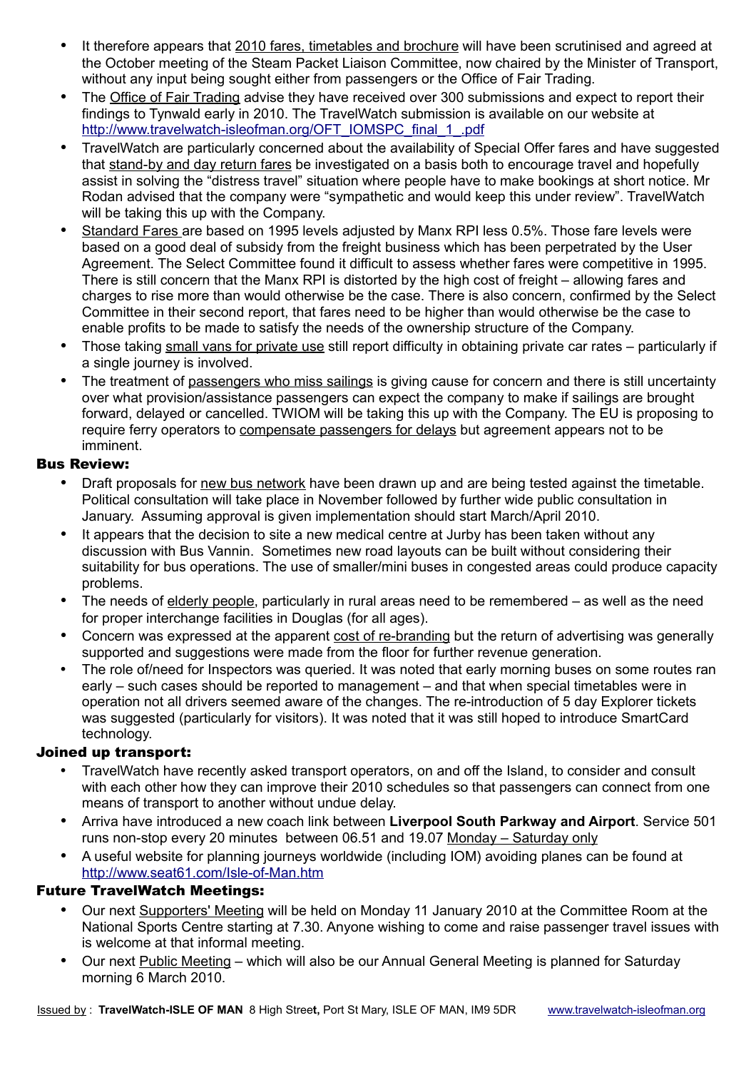- It therefore appears that 2010 fares, timetables and brochure will have been scrutinised and agreed at the October meeting of the Steam Packet Liaison Committee, now chaired by the Minister of Transport, without any input being sought either from passengers or the Office of Fair Trading.
- The Office of Fair Trading advise they have received over 300 submissions and expect to report their findings to Tynwald early in 2010. The TravelWatch submission is available on our website at http://www.travelwatch-isleofman.org/OFT_IOMSPC_final_1_.pdf
- TravelWatch are particularly concerned about the availability of Special Offer fares and have suggested that stand-by and day return fares be investigated on a basis both to encourage travel and hopefully assist in solving the "distress travel" situation where people have to make bookings at short notice. Mr Rodan advised that the company were "sympathetic and would keep this under review". TravelWatch will be taking this up with the Company.
- Standard Fares are based on 1995 levels adjusted by Manx RPI less 0.5%. Those fare levels were based on a good deal of subsidy from the freight business which has been perpetrated by the User Agreement. The Select Committee found it difficult to assess whether fares were competitive in 1995. There is still concern that the Manx RPI is distorted by the high cost of freight – allowing fares and charges to rise more than would otherwise be the case. There is also concern, confirmed by the Select Committee in their second report, that fares need to be higher than would otherwise be the case to enable profits to be made to satisfy the needs of the ownership structure of the Company.
- Those taking small vans for private use still report difficulty in obtaining private car rates – particularly if a single journey is involved.
- The treatment of passengers who miss sailings is giving cause for concern and there is still uncertainty over what provision/assistance passengers can expect the company to make if sailings are brought forward, delayed or cancelled. TWIOM will be taking this up with the Company. The EU is proposing to require ferry operators to compensate passengers for delays but agreement appears not to be imminent.

### Bus Review:

- Draft proposals for new bus network have been drawn up and are being tested against the timetable. Political consultation will take place in November followed by further wide public consultation in January. Assuming approval is given implementation should start March/April 2010.
- It appears that the decision to site a new medical centre at Jurby has been taken without any discussion with Bus Vannin. Sometimes new road layouts can be built without considering their suitability for bus operations. The use of smaller/mini buses in congested areas could produce capacity problems.
- The needs of elderly people, particularly in rural areas need to be remembered – as well as the need for proper interchange facilities in Douglas (for all ages).
- Concern was expressed at the apparent cost of re-branding but the return of advertising was generally supported and suggestions were made from the floor for further revenue generation.
- The role of/need for Inspectors was queried. It was noted that early morning buses on some routes ran early – such cases should be reported to management – and that when special timetables were in operation not all drivers seemed aware of the changes. The re-introduction of 5 day Explorer tickets was suggested (particularly for visitors). It was noted that it was still hoped to introduce SmartCard technology.

### Joined up transport:

- TravelWatch have recently asked transport operators, on and off the Island, to consider and consult with each other how they can improve their 2010 schedules so that passengers can connect from one means of transport to another without undue delay.
- Arriva have introduced a new coach link between **Liverpool South Parkway and Airport**. Service 501 runs non-stop every 20 minutes between 06.51 and 19.07 Monday – Saturday only
- A useful website for planning journeys worldwide (including IOM) avoiding planes can be found at http://www.seat61.com/Isle-of-Man.htm

### Future TravelWatch Meetings:

- Our next Supporters' Meeting will be held on Monday 11 January 2010 at the Committee Room at the National Sports Centre starting at 7.30. Anyone wishing to come and raise passenger travel issues with is welcome at that informal meeting.
- Our next Public Meeting – which will also be our Annual General Meeting is planned for Saturday morning 6 March 2010.

Issued by : **TravelWatch-ISLE OF MAN** 8 High Street**,** Port St Mary, ISLE OF MAN, IM9 5DR www.travelwatch-isleofman.org